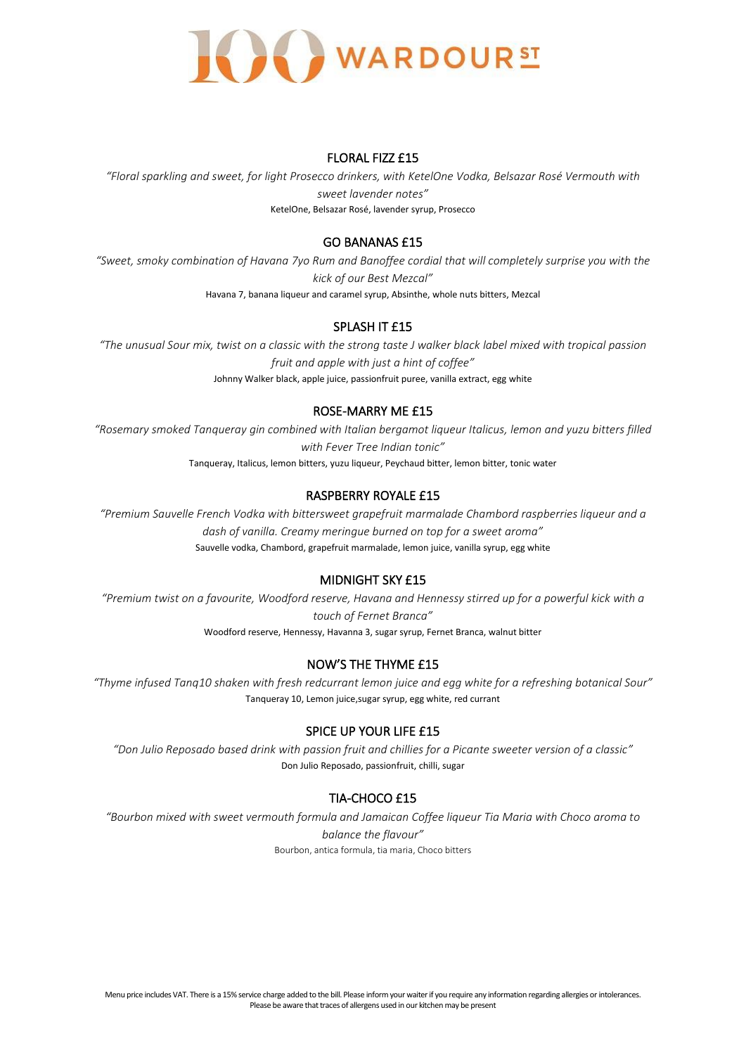# 100 WARDOUR ST

## FLORAL FIZZ £15

*"Floral sparkling and sweet, for light Prosecco drinkers, with KetelOne Vodka, Belsazar Rosé Vermouth with sweet lavender notes"*

KetelOne, Belsazar Rosé, lavender syrup, Prosecco

## GO BANANAS £15

*"Sweet, smoky combination of Havana 7yo Rum and Banoffee cordial that will completely surprise you with the kick of our Best Mezcal"*

Havana 7, banana liqueur and caramel syrup, Absinthe, whole nuts bitters, Mezcal

## SPLASH IT £15

*"The unusual Sour mix, twist on a classic with the strong taste J walker black label mixed with tropical passion fruit and apple with just a hint of coffee"*

Johnny Walker black, apple juice, passionfruit puree, vanilla extract, egg white

## ROSE-MARRY ME £15

*"Rosemary smoked Tanqueray gin combined with Italian bergamot liqueur Italicus, lemon and yuzu bitters filled with Fever Tree Indian tonic"*

Tanqueray, Italicus, lemon bitters, yuzu liqueur, Peychaud bitter, lemon bitter, tonic water

## RASPBERRY ROYALE £15

*"Premium Sauvelle French Vodka with bittersweet grapefruit marmalade Chambord raspberries liqueur and a dash of vanilla. Creamy meringue burned on top for a sweet aroma"*

Sauvelle vodka, Chambord, grapefruit marmalade, lemon juice, vanilla syrup, egg white

## MIDNIGHT SKY £15

*"Premium twist on a favourite, Woodford reserve, Havana and Hennessy stirred up for a powerful kick with a touch of Fernet Branca"*

Woodford reserve, Hennessy, Havanna 3, sugar syrup, Fernet Branca, walnut bitter

## NOW'S THE THYME £15

*"Thyme infused Tanq10 shaken with fresh redcurrant lemon juice and egg white for a refreshing botanical Sour"*

Tanqueray 10, Lemon juice,sugar syrup, egg white, red currant

## SPICE UP YOUR LIFE £15

*"Don Julio Reposado based drink with passion fruit and chillies for a Picante sweeter version of a classic"*

Don Julio Reposado, passionfruit, chilli, sugar

## TIA-CHOCO £15

*"Bourbon mixed with sweet vermouth formula and Jamaican Coffee liqueur Tia Maria with Choco aroma to balance the flavour"*

Bourbon, antica formula, tia maria, Choco bitters

Menu price includes VAT. There is a 15% service charge added to the bill. Please inform your waiter if you require any information regarding allergies or intolerances. Please be aware that traces of allergens used in our kitchen may be present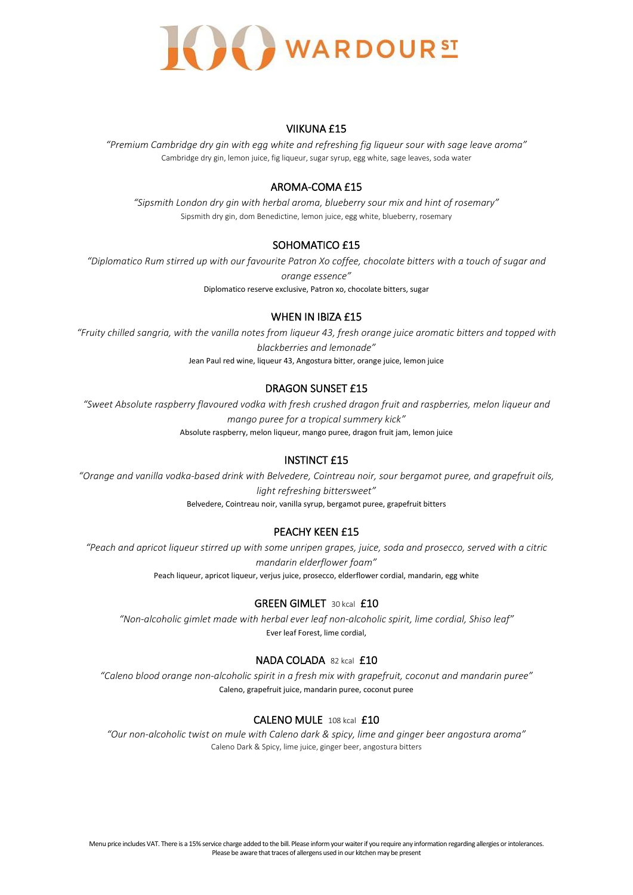# 100 WARDOUR ST

## VIIKUNA £15

*"Premium Cambridge dry gin with egg white and refreshing fig liqueur sour with sage leave aroma"*

Cambridge dry gin, lemon juice, fig liqueur, sugar syrup, egg white, sage leaves, soda water

## AROMA-COMA £15

*"Sipsmith London dry gin with herbal aroma, blueberry sour mix and hint of rosemary"*

Sipsmith dry gin, dom Benedictine, lemon juice, egg white, blueberry, rosemary

## SOHOMATICO £15

*"Diplomatico Rum stirred up with our favourite Patron Xo coffee, chocolate bitters with a touch of sugar and orange essence"*

Diplomatico reserve exclusive, Patron xo, chocolate bitters, sugar

## WHEN IN IBIZA £15

*"Fruity chilled sangria, with the vanilla notes from liqueur 43, fresh orange juice aromatic bitters and topped with blackberries and lemonade"*

Jean Paul red wine, liqueur 43, Angostura bitter, orange juice, lemon juice

## DRAGON SUNSET £15

*"Sweet Absolute raspberry flavoured vodka with fresh crushed dragon fruit and raspberries, melon liqueur and mango puree for a tropical summery kick"*

Absolute raspberry, melon liqueur, mango puree, dragon fruit jam, lemon juice

## INSTINCT £15

*"Orange and vanilla vodka-based drink with Belvedere, Cointreau noir, sour bergamot puree, and grapefruit oils, light refreshing bittersweet"*

Belvedere, Cointreau noir, vanilla syrup, bergamot puree, grapefruit bitters

## PEACHY KEEN £15

*"Peach and apricot liqueur stirred up with some unripen grapes, juice, soda and prosecco, served with a citric mandarin elderflower foam"*

Peach liqueur, apricot liqueur, verjus juice, prosecco, elderflower cordial, mandarin, egg white

## GREEN GIMLET 30 kcal £10

*"Non-alcoholic gimlet made with herbal ever leaf non-alcoholic spirit, lime cordial, Shiso leaf"*

Ever leaf Forest, lime cordial,

## NADA COLADA 82 kcal £10

*"Caleno blood orange non-alcoholic spirit in a fresh mix with grapefruit, coconut and mandarin puree"*

Caleno, grapefruit juice, mandarin puree, coconut puree

## CALENO MULE 108 kcal £10

*"Our non-alcoholic twist on mule with Caleno dark & spicy, lime and ginger beer angostura aroma"*

Caleno Dark & Spicy, lime juice, ginger beer, angostura bitters

Menu price includes VAT. There is a 15% service charge added to the bill. Please inform your waiter if you require any information regarding allergies or intolerances. Please be aware that traces of allergens used in our kitchen may be present